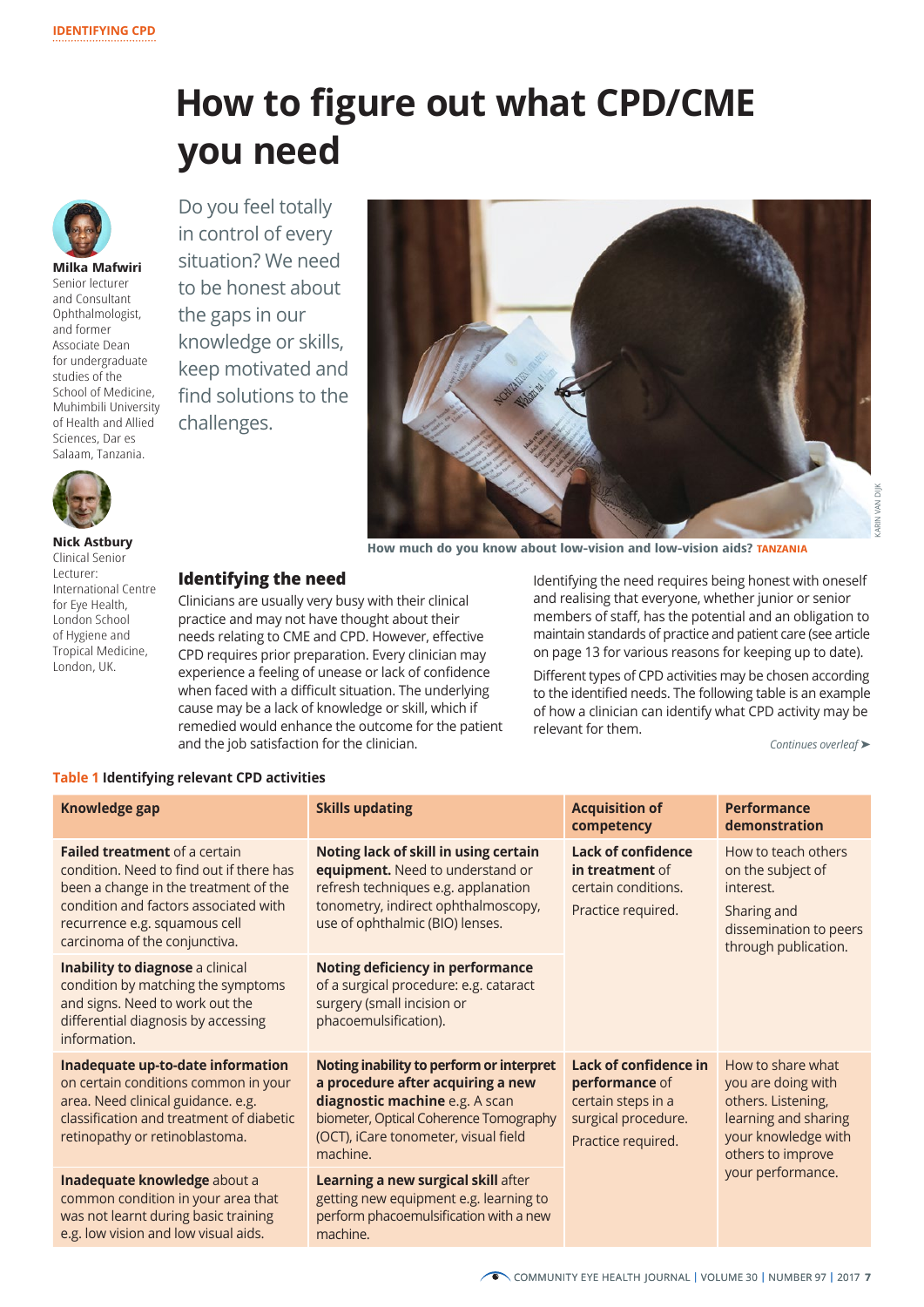IDENTIFYING CPD

# How to figure out what CPD/CME you need

**Milka Mafwiri**
Senior lecturer and Consultant Ophthalmologist, and former Associate Dean for undergraduate studies of the School of Medicine, Muhimbili University of Health and Allied Sciences, Dar es Salaam, Tanzania.

**Nick Astbury**
Clinical Senior Lecturer: International Centre for Eye Health, London School of Hygiene and Tropical Medicine, London, UK.

Do you feel totally in control of every situation? We need to be honest about the gaps in our knowledge or skills, keep motivated and find solutions to the challenges.

How much do you know about low-vision and low-vision aids? TANZANIA

KARIN VAN DIJK

## Identifying the need

Clinicians are usually very busy with their clinical practice and may not have thought about their needs relating to CME and CPD. However, effective CPD requires prior preparation. Every clinician may experience a feeling of unease or lack of confidence when faced with a difficult situation. The underlying cause may be a lack of knowledge or skill, which if remedied would enhance the outcome for the patient and the job satisfaction for the clinician.

Identifying the need requires being honest with oneself and realising that everyone, whether junior or senior members of staff, has the potential and an obligation to maintain standards of practice and patient care (see article on page 13 for various reasons for keeping up to date).

Different types of CPD activities may be chosen according to the identified needs. The following table is an example of how a clinician can identify what CPD activity may be relevant for them.

*Continues overleaf* ➤

**Table 1** Identifying relevant CPD activities

| Knowledge gap | Skills updating | Acquisition of competency | Performance demonstration |
|---|---|---|---|
| **Failed treatment** of a certain condition. Need to find out if there has been a change in the treatment of the condition and factors associated with recurrence e.g. squamous cell carcinoma of the conjunctiva. | **Noting lack of skill in using certain equipment.** Need to understand or refresh techniques e.g. applanation tonometry, indirect ophthalmoscopy, use of ophthalmic (BIO) lenses. | **Lack of confidence in treatment** of certain conditions. Practice required. | How to teach others on the subject of interest. Sharing and dissemination to peers through publication. |
| **Inability to diagnose** a clinical condition by matching the symptoms and signs. Need to work out the differential diagnosis by accessing information. | **Noting deficiency in performance** of a surgical procedure: e.g. cataract surgery (small incision or phacoemulsification). | | |
| **Inadequate up-to-date information** on certain conditions common in your area. Need clinical guidance. e.g. classification and treatment of diabetic retinopathy or retinoblastoma. | **Noting inability to perform or interpret a procedure after acquiring a new diagnostic machine** e.g. A scan biometer, Optical Coherence Tomography (OCT), iCare tonometer, visual field machine. | **Lack of confidence in performance** of certain steps in a surgical procedure. Practice required. | How to share what you are doing with others. Listening, learning and sharing your knowledge with others to improve your performance. |
| **Inadequate knowledge** about a common condition in your area that was not learnt during basic training e.g. low vision and low visual aids. | **Learning a new surgical skill** after getting new equipment e.g. learning to perform phacoemulsification with a new machine. | | |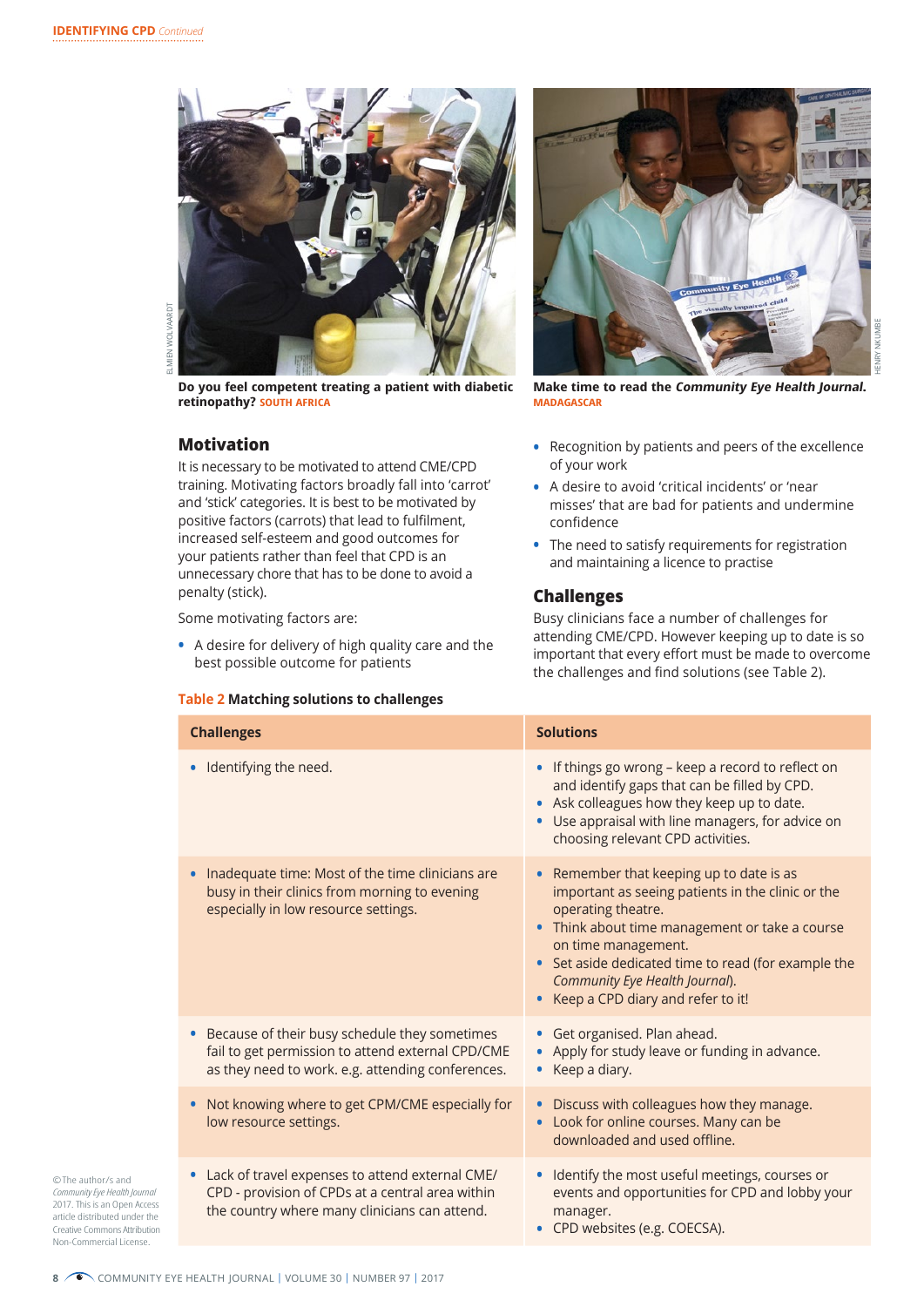Do you feel competent treating a patient with diabetic retinopathy? SOUTH AFRICA

Make time to read the *Community Eye Health Journal*. MADAGASCAR

## Motivation

It is necessary to be motivated to attend CME/CPD training. Motivating factors broadly fall into 'carrot' and 'stick' categories. It is best to be motivated by positive factors (carrots) that lead to fulfilment, increased self-esteem and good outcomes for your patients rather than feel that CPD is an unnecessary chore that has to be done to avoid a penalty (stick).

Some motivating factors are:

- A desire for delivery of high quality care and the best possible outcome for patients
- Recognition by patients and peers of the excellence of your work
- A desire to avoid 'critical incidents' or 'near misses' that are bad for patients and undermine confidence
- The need to satisfy requirements for registration and maintaining a licence to practise

## Challenges

Busy clinicians face a number of challenges for attending CME/CPD. However keeping up to date is so important that every effort must be made to overcome the challenges and find solutions (see Table 2).

**Table 2 Matching solutions to challenges**

| Challenges | Solutions |
|---|---|
| • Identifying the need. | • If things go wrong – keep a record to reflect on and identify gaps that can be filled by CPD.<br>• Ask colleagues how they keep up to date.<br>• Use appraisal with line managers, for advice on choosing relevant CPD activities. |
| • Inadequate time: Most of the time clinicians are busy in their clinics from morning to evening especially in low resource settings. | • Remember that keeping up to date is as important as seeing patients in the clinic or the operating theatre.<br>• Think about time management or take a course on time management.<br>• Set aside dedicated time to read (for example the *Community Eye Health Journal*).<br>• Keep a CPD diary and refer to it! |
| • Because of their busy schedule they sometimes fail to get permission to attend external CPD/CME as they need to work. e.g. attending conferences. | • Get organised. Plan ahead.<br>• Apply for study leave or funding in advance.<br>• Keep a diary. |
| • Not knowing where to get CPM/CME especially for low resource settings. | • Discuss with colleagues how they manage.<br>• Look for online courses. Many can be downloaded and used offline. |
| • Lack of travel expenses to attend external CME/CPD - provision of CPDs at a central area within the country where many clinicians can attend. | • Identify the most useful meetings, courses or events and opportunities for CPD and lobby your manager.<br>• CPD websites (e.g. COECSA). |

©The author/s and *Community Eye Health Journal* 2017. This is an Open Access article distributed under the Creative Commons Attribution Non-Commercial License.